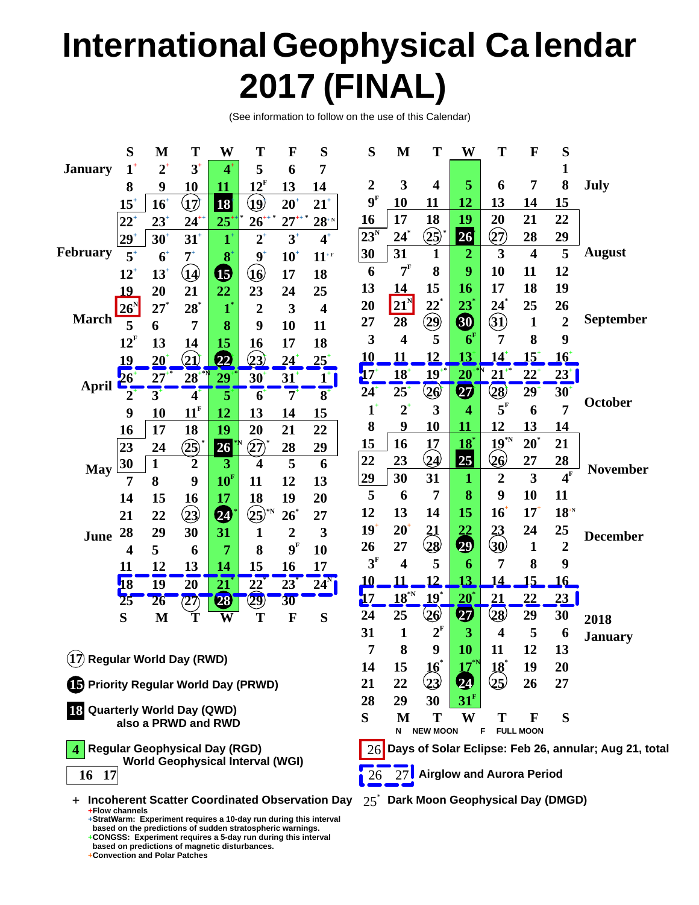# International Geophysical Calendar 2017 (FINAL)

(See information to follow on the use of this Calendar)

| Month | S | M | T | W | T | F | S |
|---|---|---|---|---|---|---|---|
| January | 1+ | 2+ | 3+ | 4+ | 5 | 6 | 7 |
| | 8 | 9 | 10 | 11 | 12F | 13 | 14 |
| | 15+ | 16+ | (17) | [18] | (19) | 20+ | 21+ |
| | 22+ | 23+ | 24++ | 25++* | 26++* | 27++* | 28+*N |
| | 29+ | 30+ | 31+ | 1+ | 2+ | 3+ | 4+ |
| February | 5+ | 6+ | 7+ | 8+ | 9+ | 10+ | 11+F |
| | 12+ | 13+ | (14) | ●15 | (16) | 17 | 18 |
| | 19 | 20 | 21 | 22 | 23 | 24 | 25 |
| | 26N | 27* | 28* | 1* | 2 | 3 | 4 |
| March | 5 | 6 | 7 | 8 | 9 | 10 | 11 |
| | 12F | 13 | 14 | 15 | 16 | 17 | 18 |
| | 19 | 20+ | (21) | ●22 | (23) | 24+ | 25+ |
| | 26+ | 27+* | 28+*N | 29+* | 30+ | 31+ | 1+ |
| April | 2+ | 3+ | 4+ | 5 | 6+ | 7+ | 8+ |
| | 9 | 10 | 11F | 12 | 13 | 14 | 15 |
| | 16 | 17 | 18 | 19 | 20 | 21 | 22 |
| | 23 | 24 | (25)* | [26]*N | (27)* | 28 | 29 |
| May | 30 | 1 | 2 | 3 | 4 | 5 | 6 |
| | 7 | 8 | 9 | 10F | 11 | 12 | 13 |
| | 14 | 15 | 16 | 17 | 18 | 19 | 20 |
| | 21 | 22 | (23) | ●24* | (25)*N | 26* | 27 |
| June | 28 | 29 | 30 | 31 | 1 | 2 | 3 |
| | 4 | 5 | 6 | 7 | 8 | 9F | 10 |
| | 11 | 12 | 13 | 14 | 15 | 16 | 17 |
| | 18 | 19 | 20 | 21* | 22* | 23* | 24N |
| | 25 | 26 | (27) | ●28 | (29) | 30 | |

| Month | S | M | T | W | T | F | S |
|---|---|---|---|---|---|---|---|
| July | | | | | | | 1 |
| | 2 | 3 | 4 | 5 | 6 | 7 | 8 |
| | 9F | 10 | 11 | 12 | 13 | 14 | 15 |
| | 16 | 17 | 18 | 19 | 20 | 21 | 22 |
| | 23N | 24* | (25)* | [26]* | (27) | 28 | 29 |
| August | 30 | 31 | 1 | 2 | 3 | 4 | 5 |
| | 6 | 7F | 8 | 9 | 10 | 11 | 12 |
| | 13 | 14 | 15 | 16 | 17 | 18 | 19 |
| | 20 | 21N | 22* | 23* | 24* | 25 | 26 |
| September | 27 | 28 | (29) | ●30 | (31) | 1 | 2 |
| | 3 | 4 | 5 | 6F | 7 | 8 | 9 |
| | 10 | 11 | 12 | 13+ | 14+ | 15+ | 16+ |
| | 17+ | 18+ | 19+* | 20+*N | 21+* | 22+ | 23+ |
| October | 24+ | 25+ | (26) | ●27 | (28) | 29+ | 30+ |
| | 1+ | 2+ | 3 | 4 | 5F | 6 | 7 |
| | 8 | 9 | 10 | 11 | 12 | 13 | 14 |
| | 15 | 16 | 17 | 18* | 19*N | 20* | 21 |
| | 22 | 23 | (24) | [25] | (26) | 27 | 28 |
| November | 29 | 30 | 31 | 1 | 2 | 3 | 4F |
| | 5 | 6 | 7 | 8 | 9 | 10 | 11 |
| | 12 | 13 | 14 | 15 | 16+ | 17+ | 18+N |
| December | 19+ | 20+ | (21) | ●22 | (23) | 24 | 25 |
| | 26 | 27 | (28) | ●29 | (30) | 1 | 2 |
| | 3F | 4 | 5 | 6 | 7 | 8 | 9 |
| | 10 | 11 | 12 | 13 | 14 | 15 | 16 |
| | 17 | 18*N | 19* | 20* | 21 | 22 | 23 |
| 2018 January | 24 | 25 | (26) | ●27 | (28) | 29 | 30 |
| | 31 | 1 | 2F | 3 | 4 | 5 | 6 |
| | 7 | 8 | 9 | 10 | 11 | 12 | 13 |
| | 14 | 15 | 16* | 17*N | 18* | 19 | 20 |
| | 21 | 22 | (23) | ●24 | (25) | 26 | 27 |
| | 28 | 29 | 30 | 31F | | | |

N NEW MOON F FULL MOON

(17) Regular World Day (RWD)

●15 Priority Regular World Day (PRWD)

[18] Quarterly World Day (QWD) also a PRWD and RWD

4 Regular Geophysical Day (RGD) (Wednesday column)

16 17 World Geophysical Interval (WGI)

26 Days of Solar Eclipse: Feb 26, annular; Aug 21, total

26 27 Airglow and Aurora Period (Mar 26–Apr 1, Jun 18–24, Sep 17–23, Dec 17–23)

25* Dark Moon Geophysical Day (DMGD)

+ Incoherent Scatter Coordinated Observation Day
- +Flow channels
- +StratWarm: Experiment requires a 10-day run during this interval based on the predictions of sudden stratospheric warnings.
- +CONGSS: Experiment requires a 5-day run during this interval based on predictions of magnetic disturbances.
- +Convection and Polar Patches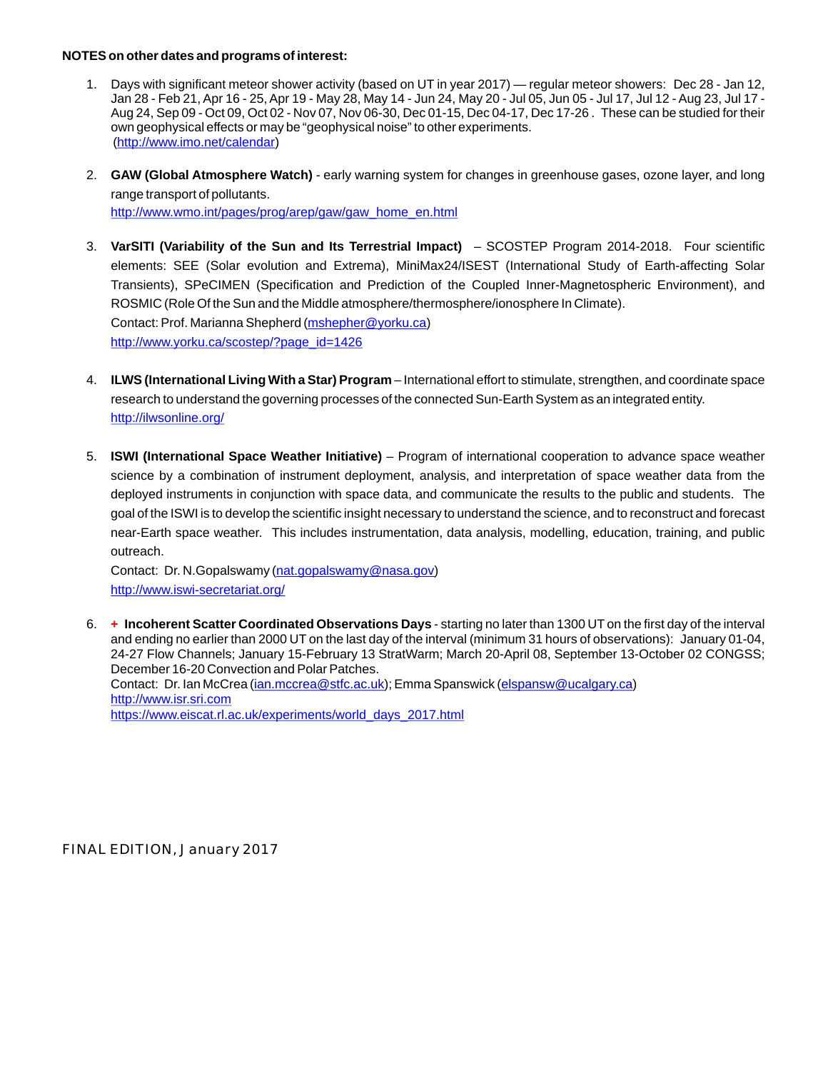**NOTES on other dates and programs of interest:**

1. Days with significant meteor shower activity (based on UT in year 2017) — regular meteor showers: Dec 28 - Jan 12, Jan 28 - Feb 21, Apr 16 - 25, Apr 19 - May 28, May 14 - Jun 24, May 20 - Jul 05, Jun 05 - Jul 17, Jul 12 - Aug 23, Jul 17 - Aug 24, Sep 09 - Oct 09, Oct 02 - Nov 07, Nov 06-30, Dec 01-15, Dec 04-17, Dec 17-26 . These can be studied for their own geophysical effects or may be "geophysical noise" to other experiments.
(http://www.imo.net/calendar)

2. **GAW (Global Atmosphere Watch)** - early warning system for changes in greenhouse gases, ozone layer, and long range transport of pollutants.
http://www.wmo.int/pages/prog/arep/gaw/gaw_home_en.html

3. **VarSITI (Variability of the Sun and Its Terrestrial Impact)** – SCOSTEP Program 2014-2018. Four scientific elements: SEE (Solar evolution and Extrema), MiniMax24/ISEST (International Study of Earth-affecting Solar Transients), SPeCIMEN (Specification and Prediction of the Coupled Inner-Magnetospheric Environment), and ROSMIC (Role Of the Sun and the Middle atmosphere/thermosphere/ionosphere In Climate).
Contact: Prof. Marianna Shepherd (mshepher@yorku.ca)
http://www.yorku.ca/scostep/?page_id=1426

4. **ILWS (International Living With a Star) Program** – International effort to stimulate, strengthen, and coordinate space research to understand the governing processes of the connected Sun-Earth System as an integrated entity.
http://ilwsonline.org/

5. **ISWI (International Space Weather Initiative)** – Program of international cooperation to advance space weather science by a combination of instrument deployment, analysis, and interpretation of space weather data from the deployed instruments in conjunction with space data, and communicate the results to the public and students. The goal of the ISWI is to develop the scientific insight necessary to understand the science, and to reconstruct and forecast near-Earth space weather. This includes instrumentation, data analysis, modelling, education, training, and public outreach.
Contact: Dr. N.Gopalswamy (nat.gopalswamy@nasa.gov)
http://www.iswi-secretariat.org/

6. **+ Incoherent Scatter Coordinated Observations Days** - starting no later than 1300 UT on the first day of the interval and ending no earlier than 2000 UT on the last day of the interval (minimum 31 hours of observations): January 01-04, 24-27 Flow Channels; January 15-February 13 StratWarm; March 20-April 08, September 13-October 02 CONGSS; December 16-20 Convection and Polar Patches.
Contact: Dr. Ian McCrea (ian.mccrea@stfc.ac.uk); Emma Spanswick (elspansw@ucalgary.ca)
http://www.isr.sri.com
https://www.eiscat.rl.ac.uk/experiments/world_days_2017.html

FINAL EDITION, January 2017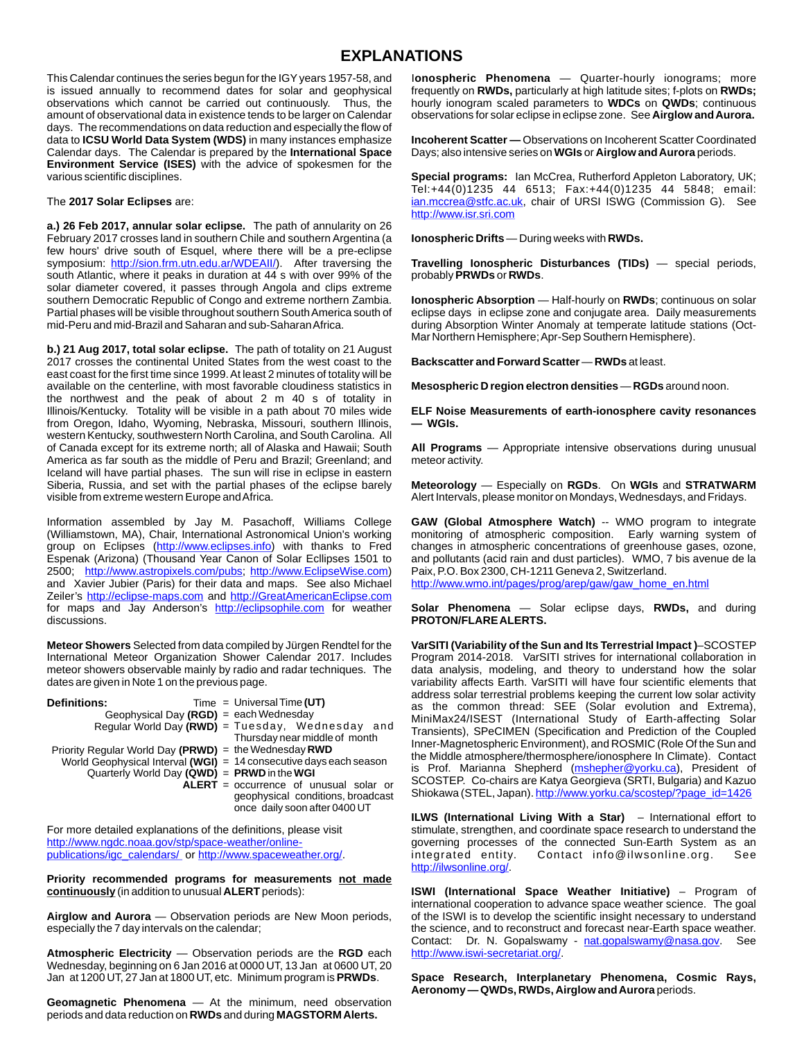# EXPLANATIONS

This Calendar continues the series begun for the IGY years 1957-58, and is issued annually to recommend dates for solar and geophysical observations which cannot be carried out continuously. Thus, the amount of observational data in existence tends to be larger on Calendar days. The recommendations on data reduction and especially the flow of data to **ICSU World Data System (WDS)** in many instances emphasize Calendar days. The Calendar is prepared by the **International Space Environment Service (ISES)** with the advice of spokesmen for the various scientific disciplines.

The **2017 Solar Eclipses** are:

**a.) 26 Feb 2017, annular solar eclipse.** The path of annularity on 26 February 2017 crosses land in southern Chile and southern Argentina (a few hours' drive south of Esquel, where there will be a pre-eclipse symposium: http://sion.frm.utn.edu.ar/WDEAII/). After traversing the south Atlantic, where it peaks in duration at 44 s with over 99% of the solar diameter covered, it passes through Angola and clips extreme southern Democratic Republic of Congo and extreme northern Zambia. Partial phases will be visible throughout southern South America south of mid-Peru and mid-Brazil and Saharan and sub-Saharan Africa.

**b.) 21 Aug 2017, total solar eclipse.** The path of totality on 21 August 2017 crosses the continental United States from the west coast to the east coast for the first time since 1999. At least 2 minutes of totality will be available on the centerline, with most favorable cloudiness statistics in the northwest and the peak of about 2 m 40 s of totality in Illinois/Kentucky. Totality will be visible in a path about 70 miles wide from Oregon, Idaho, Wyoming, Nebraska, Missouri, southern Illinois, western Kentucky, southwestern North Carolina, and South Carolina. All of Canada except for its extreme north; all of Alaska and Hawaii; South America as far south as the middle of Peru and Brazil; Greenland; and Iceland will have partial phases. The sun will rise in eclipse in eastern Siberia, Russia, and set with the partial phases of the eclipse barely visible from extreme western Europe and Africa.

Information assembled by Jay M. Pasachoff, Williams College (Williamstown, MA), Chair, International Astronomical Union's working group on Eclipses (http://www.eclipses.info) with thanks to Fred Espenak (Arizona) (Thousand Year Canon of Solar Eclipses 1501 to 2500; http://www.astropixels.com/pubs; http://www.EclipseWise.com) and Xavier Jubier (Paris) for their data and maps. See also Michael Zeiler's http://eclipse-maps.com and http://GreatAmericanEclipse.com for maps and Jay Anderson's http://eclipsophile.com for weather discussions.

**Meteor Showers** Selected from data compiled by Jürgen Rendtel for the International Meteor Organization Shower Calendar 2017. Includes meteor showers observable mainly by radio and radar techniques. The dates are given in Note 1 on the previous page.

**Definitions:**

- Time = Universal Time **(UT)**
- Geophysical Day **(RGD)** = each Wednesday
- Regular World Day **(RWD)** = Tuesday, Wednesday and Thursday near middle of month
- Priority Regular World Day **(PRWD)** = the Wednesday **RWD**
- World Geophysical Interval **(WGI)** = 14 consecutive days each season
- Quarterly World Day **(QWD)** = **PRWD** in the **WGI**
- **ALERT** = occurrence of unusual solar or geophysical conditions, broadcast once daily soon after 0400 UT

For more detailed explanations of the definitions, please visit http://www.ngdc.noaa.gov/stp/space-weather/online-publications/igc_calendars/ or http://www.spaceweather.org/.

**Priority recommended programs for measurements not made continuously** (in addition to unusual **ALERT** periods):

**Airglow and Aurora** — Observation periods are New Moon periods, especially the 7 day intervals on the calendar;

**Atmospheric Electricity** — Observation periods are the **RGD** each Wednesday, beginning on 6 Jan 2016 at 0000 UT, 13 Jan at 0600 UT, 20 Jan at 1200 UT, 27 Jan at 1800 UT, etc. Minimum program is **PRWDs**.

**Geomagnetic Phenomena** — At the minimum, need observation periods and data reduction on **RWDs** and during **MAGSTORM Alerts.**

**Ionospheric Phenomena** — Quarter-hourly ionograms; more frequently on **RWDs,** particularly at high latitude sites; f-plots on **RWDs;** hourly ionogram scaled parameters to **WDCs** on **QWDs**; continuous observations for solar eclipse in eclipse zone. See **Airglow and Aurora.**

**Incoherent Scatter —** Observations on Incoherent Scatter Coordinated Days; also intensive series on **WGIs** or **Airglow and Aurora** periods.

**Special programs:** Ian McCrea, Rutherford Appleton Laboratory, UK; Tel:+44(0)1235 44 6513; Fax:+44(0)1235 44 5848; email: ian.mccrea@stfc.ac.uk, chair of URSI ISWG (Commission G). See http://www.isr.sri.com

**Ionospheric Drifts** — During weeks with **RWDs.**

**Travelling Ionospheric Disturbances (TIDs)** — special periods, probably **PRWDs** or **RWDs**.

**Ionospheric Absorption** — Half-hourly on **RWDs**; continuous on solar eclipse days in eclipse zone and conjugate area. Daily measurements during Absorption Winter Anomaly at temperate latitude stations (Oct-Mar Northern Hemisphere; Apr-Sep Southern Hemisphere).

**Backscatter and Forward Scatter** — **RWDs** at least.

**Mesospheric D region electron densities** — **RGDs** around noon.

**ELF Noise Measurements of earth-ionosphere cavity resonances — WGIs.**

**All Programs** — Appropriate intensive observations during unusual meteor activity.

**Meteorology** — Especially on **RGDs**. On **WGIs** and **STRATWARM** Alert Intervals, please monitor on Mondays, Wednesdays, and Fridays.

**GAW (Global Atmosphere Watch)** -- WMO program to integrate monitoring of atmospheric composition. Early warning system of changes in atmospheric concentrations of greenhouse gases, ozone, and pollutants (acid rain and dust particles). WMO, 7 bis avenue de la Paix, P.O. Box 2300, CH-1211 Geneva 2, Switzerland. http://www.wmo.int/pages/prog/arep/gaw/gaw_home_en.html

**Solar Phenomena** — Solar eclipse days, **RWDs,** and during **PROTON/FLARE ALERTS.**

**VarSITI (Variability of the Sun and Its Terrestrial Impact )**–SCOSTEP Program 2014-2018. VarSITI strives for international collaboration in data analysis, modeling, and theory to understand how the solar variability affects Earth. VarSITI will have four scientific elements that address solar terrestrial problems keeping the current low solar activity as the common thread: SEE (Solar evolution and Extrema), MiniMax24/ISEST (International Study of Earth-affecting Solar Transients), SPeCIMEN (Specification and Prediction of the Coupled Inner-Magnetospheric Environment), and ROSMIC (Role Of the Sun and the Middle atmosphere/thermosphere/ionosphere In Climate). Contact is Prof. Marianna Shepherd (mshepher@yorku.ca), President of SCOSTEP. Co-chairs are Katya Georgieva (SRTI, Bulgaria) and Kazuo Shiokawa (STEL, Japan). http://www.yorku.ca/scostep/?page_id=1426

**ILWS (International Living With a Star)** – International effort to stimulate, strengthen, and coordinate space research to understand the governing processes of the connected Sun-Earth System as an integrated entity. Contact info@ilwsonline.org. See http://ilwsonline.org/.

**ISWI (International Space Weather Initiative)** – Program of international cooperation to advance space weather science. The goal of the ISWI is to develop the scientific insight necessary to understand the science, and to reconstruct and forecast near-Earth space weather. Contact: Dr. N. Gopalswamy - nat.gopalswamy@nasa.gov. See http://www.iswi-secretariat.org/.

**Space Research, Interplanetary Phenomena, Cosmic Rays, Aeronomy — QWDs, RWDs, Airglow and Aurora** periods.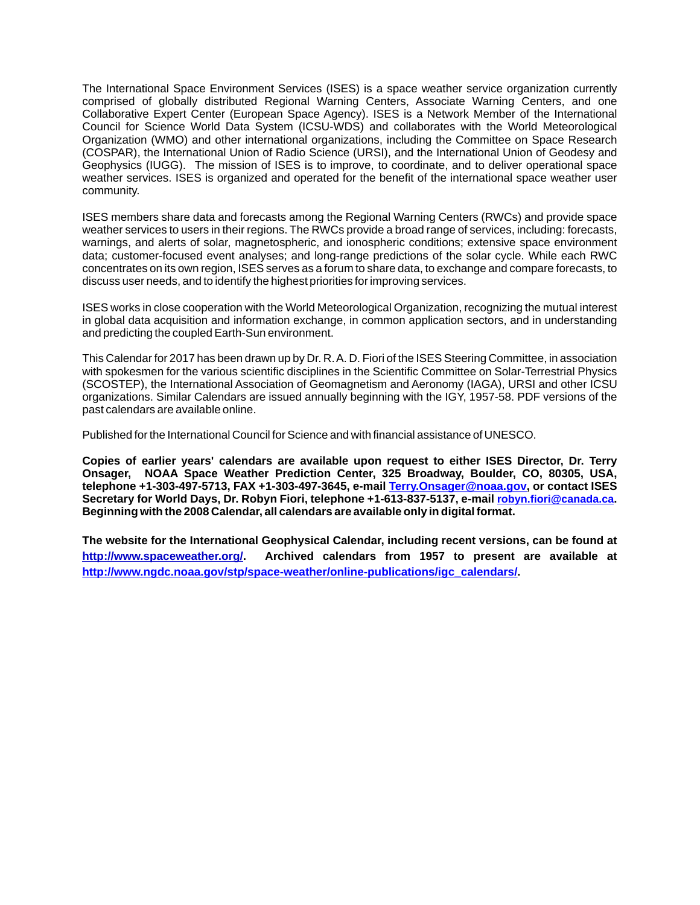The International Space Environment Services (ISES) is a space weather service organization currently comprised of globally distributed Regional Warning Centers, Associate Warning Centers, and one Collaborative Expert Center (European Space Agency). ISES is a Network Member of the International Council for Science World Data System (ICSU-WDS) and collaborates with the World Meteorological Organization (WMO) and other international organizations, including the Committee on Space Research (COSPAR), the International Union of Radio Science (URSI), and the International Union of Geodesy and Geophysics (IUGG). The mission of ISES is to improve, to coordinate, and to deliver operational space weather services. ISES is organized and operated for the benefit of the international space weather user community.

ISES members share data and forecasts among the Regional Warning Centers (RWCs) and provide space weather services to users in their regions. The RWCs provide a broad range of services, including: forecasts, warnings, and alerts of solar, magnetospheric, and ionospheric conditions; extensive space environment data; customer-focused event analyses; and long-range predictions of the solar cycle. While each RWC concentrates on its own region, ISES serves as a forum to share data, to exchange and compare forecasts, to discuss user needs, and to identify the highest priorities for improving services.

ISES works in close cooperation with the World Meteorological Organization, recognizing the mutual interest in global data acquisition and information exchange, in common application sectors, and in understanding and predicting the coupled Earth-Sun environment.

This Calendar for 2017 has been drawn up by Dr. R. A. D. Fiori of the ISES Steering Committee, in association with spokesmen for the various scientific disciplines in the Scientific Committee on Solar-Terrestrial Physics (SCOSTEP), the International Association of Geomagnetism and Aeronomy (IAGA), URSI and other ICSU organizations. Similar Calendars are issued annually beginning with the IGY, 1957-58. PDF versions of the past calendars are available online.

Published for the International Council for Science and with financial assistance of UNESCO.

**Copies of earlier years' calendars are available upon request to either ISES Director, Dr. Terry Onsager, NOAA Space Weather Prediction Center, 325 Broadway, Boulder, CO, 80305, USA, telephone +1-303-497-5713, FAX +1-303-497-3645, e-mail Terry.Onsager@noaa.gov, or contact ISES Secretary for World Days, Dr. Robyn Fiori, telephone +1-613-837-5137, e-mail robyn.fiori@canada.ca. Beginning with the 2008 Calendar, all calendars are available only in digital format.**

**The website for the International Geophysical Calendar, including recent versions, can be found at http://www.spaceweather.org/. Archived calendars from 1957 to present are available at http://www.ngdc.noaa.gov/stp/space-weather/online-publications/igc_calendars/.**